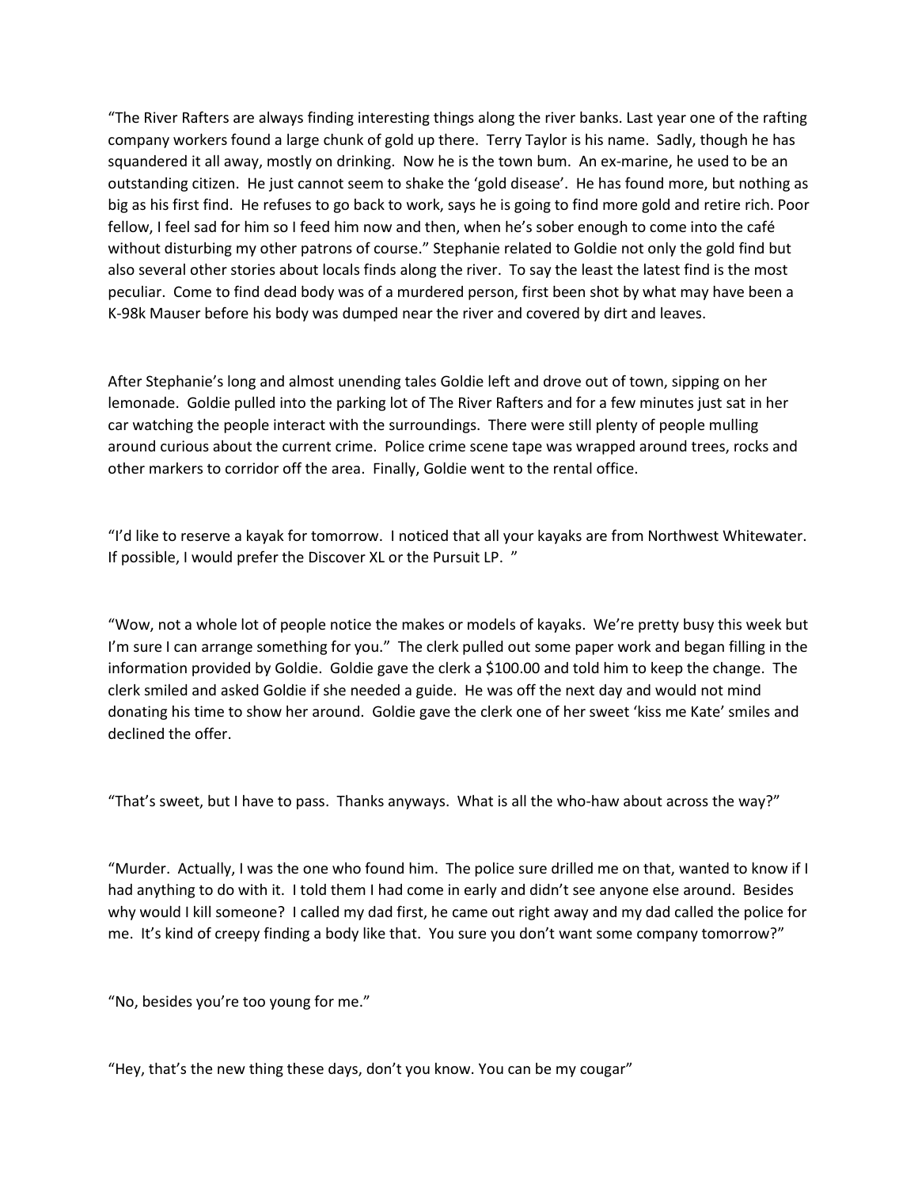“The River Rafters are always finding interesting things along the river banks. Last year one of the rafting company workers found a large chunk of gold up there.  Terry Taylor is his name.  Sadly, though he has squandered it all away, mostly on drinking.  Now he is the town bum.  An ex-marine, he used to be an outstanding citizen.  He just cannot seem to shake the ‘gold disease’.  He has found more, but nothing as big as his first find.  He refuses to go back to work, says he is going to find more gold and retire rich. Poor fellow, I feel sad for him so I feed him now and then, when he’s sober enough to come into the café without disturbing my other patrons of course.” Stephanie related to Goldie not only the gold find but also several other stories about locals finds along the river.  To say the least the latest find is the most peculiar.  Come to find dead body was of a murdered person, first been shot by what may have been a K-98k Mauser before his body was dumped near the river and covered by dirt and leaves.

After Stephanie’s long and almost unending tales Goldie left and drove out of town, sipping on her lemonade.  Goldie pulled into the parking lot of The River Rafters and for a few minutes just sat in her car watching the people interact with the surroundings.  There were still plenty of people mulling around curious about the current crime.  Police crime scene tape was wrapped around trees, rocks and other markers to corridor off the area.  Finally, Goldie went to the rental office.

“I’d like to reserve a kayak for tomorrow.  I noticed that all your kayaks are from Northwest Whitewater.  If possible, I would prefer the Discover XL or the Pursuit LP.  ”

“Wow, not a whole lot of people notice the makes or models of kayaks.  We’re pretty busy this week but I’m sure I can arrange something for you.”  The clerk pulled out some paper work and began filling in the information provided by Goldie.  Goldie gave the clerk a $100.00 and told him to keep the change.  The clerk smiled and asked Goldie if she needed a guide.  He was off the next day and would not mind donating his time to show her around.  Goldie gave the clerk one of her sweet ‘kiss me Kate’ smiles and declined the offer.

“That’s sweet, but I have to pass.  Thanks anyways.  What is all the who-haw about across the way?”

“Murder.  Actually, I was the one who found him.  The police sure drilled me on that, wanted to know if I had anything to do with it.  I told them I had come in early and didn’t see anyone else around.  Besides why would I kill someone?  I called my dad first, he came out right away and my dad called the police for me.  It’s kind of creepy finding a body like that.  You sure you don’t want some company tomorrow?”

“No, besides you’re too young for me.”

“Hey, that’s the new thing these days, don’t you know. You can be my cougar”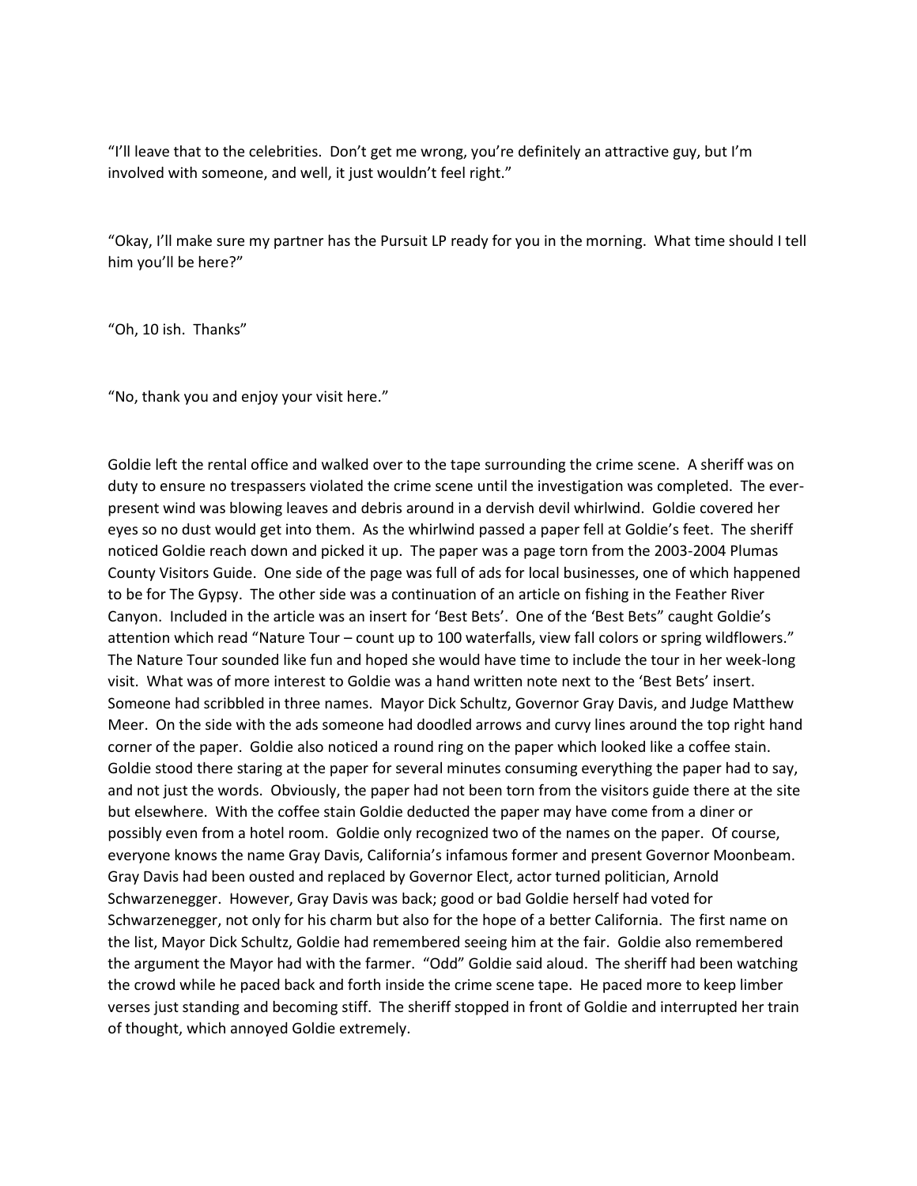"I'll leave that to the celebrities. Don't get me wrong, you're definitely an attractive guy, but I'm involved with someone, and well, it just wouldn't feel right."

"Okay, I'll make sure my partner has the Pursuit LP ready for you in the morning. What time should I tell him you'll be here?"

"Oh, 10 ish. Thanks"

"No, thank you and enjoy your visit here."

Goldie left the rental office and walked over to the tape surrounding the crime scene. A sheriff was on duty to ensure no trespassers violated the crime scene until the investigation was completed. The ever-present wind was blowing leaves and debris around in a dervish devil whirlwind. Goldie covered her eyes so no dust would get into them. As the whirlwind passed a paper fell at Goldie's feet. The sheriff noticed Goldie reach down and picked it up. The paper was a page torn from the 2003-2004 Plumas County Visitors Guide. One side of the page was full of ads for local businesses, one of which happened to be for The Gypsy. The other side was a continuation of an article on fishing in the Feather River Canyon. Included in the article was an insert for 'Best Bets'. One of the 'Best Bets" caught Goldie's attention which read "Nature Tour – count up to 100 waterfalls, view fall colors or spring wildflowers." The Nature Tour sounded like fun and hoped she would have time to include the tour in her week-long visit. What was of more interest to Goldie was a hand written note next to the 'Best Bets' insert. Someone had scribbled in three names. Mayor Dick Schultz, Governor Gray Davis, and Judge Matthew Meer. On the side with the ads someone had doodled arrows and curvy lines around the top right hand corner of the paper. Goldie also noticed a round ring on the paper which looked like a coffee stain. Goldie stood there staring at the paper for several minutes consuming everything the paper had to say, and not just the words. Obviously, the paper had not been torn from the visitors guide there at the site but elsewhere. With the coffee stain Goldie deducted the paper may have come from a diner or possibly even from a hotel room. Goldie only recognized two of the names on the paper. Of course, everyone knows the name Gray Davis, California's infamous former and present Governor Moonbeam. Gray Davis had been ousted and replaced by Governor Elect, actor turned politician, Arnold Schwarzenegger. However, Gray Davis was back; good or bad Goldie herself had voted for Schwarzenegger, not only for his charm but also for the hope of a better California. The first name on the list, Mayor Dick Schultz, Goldie had remembered seeing him at the fair. Goldie also remembered the argument the Mayor had with the farmer. "Odd" Goldie said aloud. The sheriff had been watching the crowd while he paced back and forth inside the crime scene tape. He paced more to keep limber verses just standing and becoming stiff. The sheriff stopped in front of Goldie and interrupted her train of thought, which annoyed Goldie extremely.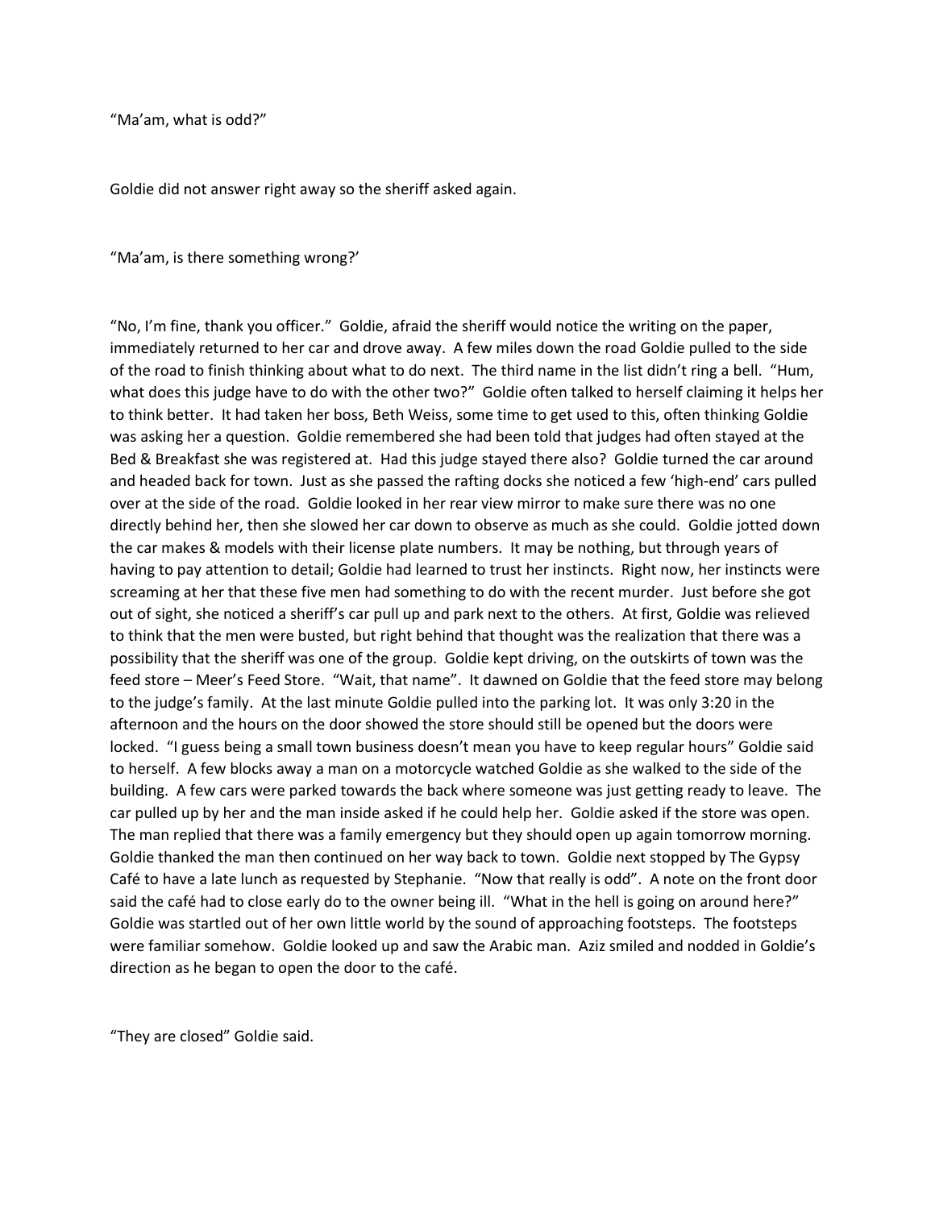"Ma'am, what is odd?"

Goldie did not answer right away so the sheriff asked again.

"Ma'am, is there something wrong?'

"No, I'm fine, thank you officer." Goldie, afraid the sheriff would notice the writing on the paper, immediately returned to her car and drove away. A few miles down the road Goldie pulled to the side of the road to finish thinking about what to do next. The third name in the list didn't ring a bell. "Hum, what does this judge have to do with the other two?" Goldie often talked to herself claiming it helps her to think better. It had taken her boss, Beth Weiss, some time to get used to this, often thinking Goldie was asking her a question. Goldie remembered she had been told that judges had often stayed at the Bed & Breakfast she was registered at. Had this judge stayed there also? Goldie turned the car around and headed back for town. Just as she passed the rafting docks she noticed a few 'high-end' cars pulled over at the side of the road. Goldie looked in her rear view mirror to make sure there was no one directly behind her, then she slowed her car down to observe as much as she could. Goldie jotted down the car makes & models with their license plate numbers. It may be nothing, but through years of having to pay attention to detail; Goldie had learned to trust her instincts. Right now, her instincts were screaming at her that these five men had something to do with the recent murder. Just before she got out of sight, she noticed a sheriff's car pull up and park next to the others. At first, Goldie was relieved to think that the men were busted, but right behind that thought was the realization that there was a possibility that the sheriff was one of the group. Goldie kept driving, on the outskirts of town was the feed store – Meer's Feed Store. "Wait, that name". It dawned on Goldie that the feed store may belong to the judge's family. At the last minute Goldie pulled into the parking lot. It was only 3:20 in the afternoon and the hours on the door showed the store should still be opened but the doors were locked. "I guess being a small town business doesn't mean you have to keep regular hours" Goldie said to herself. A few blocks away a man on a motorcycle watched Goldie as she walked to the side of the building. A few cars were parked towards the back where someone was just getting ready to leave. The car pulled up by her and the man inside asked if he could help her. Goldie asked if the store was open. The man replied that there was a family emergency but they should open up again tomorrow morning. Goldie thanked the man then continued on her way back to town. Goldie next stopped by The Gypsy Café to have a late lunch as requested by Stephanie. "Now that really is odd". A note on the front door said the café had to close early do to the owner being ill. "What in the hell is going on around here?" Goldie was startled out of her own little world by the sound of approaching footsteps. The footsteps were familiar somehow. Goldie looked up and saw the Arabic man. Aziz smiled and nodded in Goldie's direction as he began to open the door to the café.

"They are closed" Goldie said.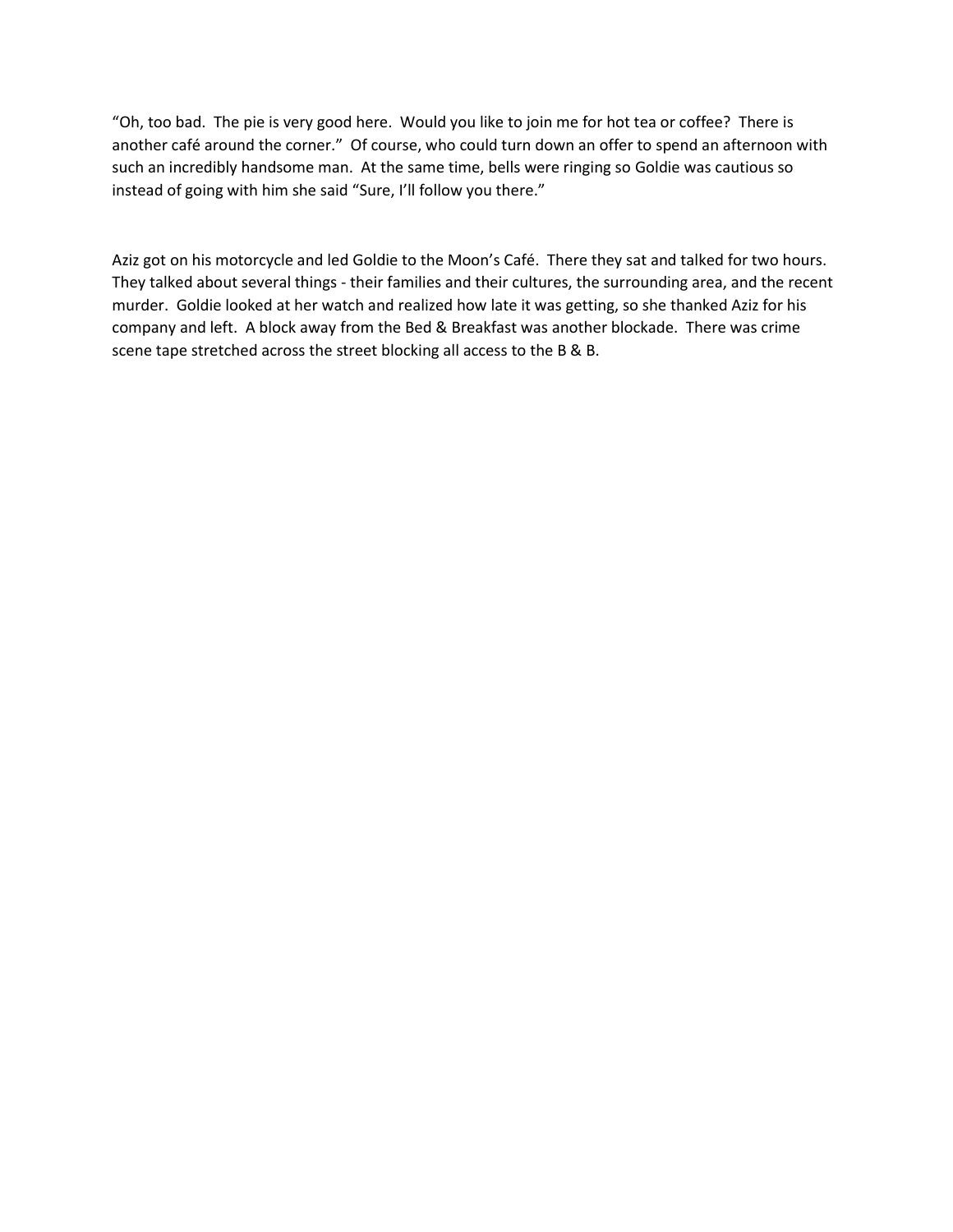"Oh, too bad. The pie is very good here. Would you like to join me for hot tea or coffee? There is another café around the corner." Of course, who could turn down an offer to spend an afternoon with such an incredibly handsome man. At the same time, bells were ringing so Goldie was cautious so instead of going with him she said "Sure, I'll follow you there."

Aziz got on his motorcycle and led Goldie to the Moon's Café. There they sat and talked for two hours. They talked about several things - their families and their cultures, the surrounding area, and the recent murder. Goldie looked at her watch and realized how late it was getting, so she thanked Aziz for his company and left. A block away from the Bed & Breakfast was another blockade. There was crime scene tape stretched across the street blocking all access to the B & B.